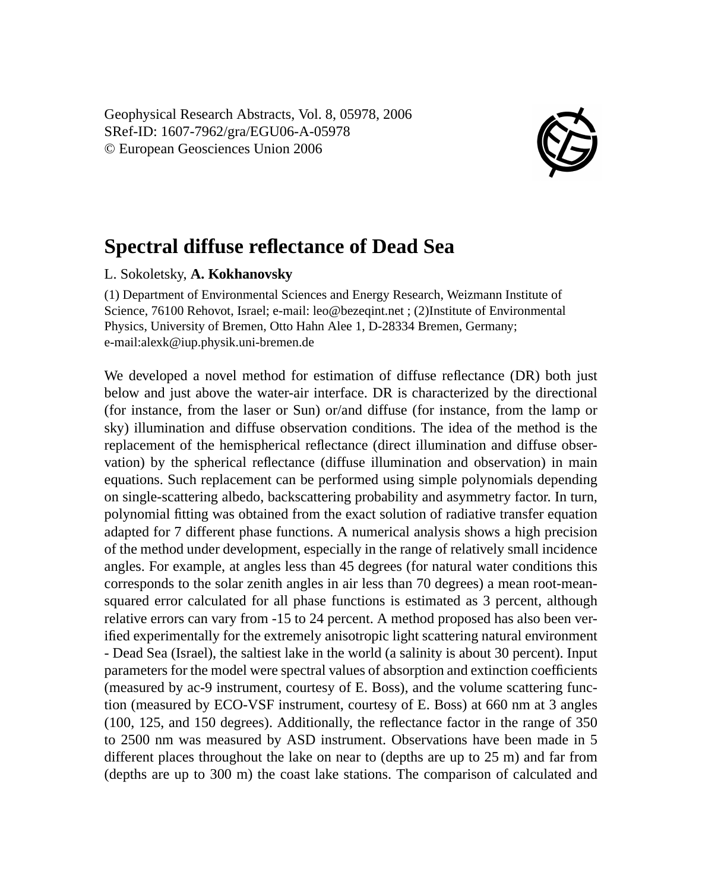Geophysical Research Abstracts, Vol. 8, 05978, 2006
SRef-ID: 1607-7962/gra/EGU06-A-05978
© European Geosciences Union 2006

# Spectral diffuse reflectance of Dead Sea

L. Sokoletsky, **A. Kokhanovsky**

(1) Department of Environmental Sciences and Energy Research, Weizmann Institute of Science, 76100 Rehovot, Israel; e-mail: leo@bezeqint.net ; (2)Institute of Environmental Physics, University of Bremen, Otto Hahn Alee 1, D-28334 Bremen, Germany; e-mail:alexk@iup.physik.uni-bremen.de

We developed a novel method for estimation of diffuse reflectance (DR) both just below and just above the water-air interface. DR is characterized by the directional (for instance, from the laser or Sun) or/and diffuse (for instance, from the lamp or sky) illumination and diffuse observation conditions. The idea of the method is the replacement of the hemispherical reflectance (direct illumination and diffuse observation) by the spherical reflectance (diffuse illumination and observation) in main equations. Such replacement can be performed using simple polynomials depending on single-scattering albedo, backscattering probability and asymmetry factor. In turn, polynomial fitting was obtained from the exact solution of radiative transfer equation adapted for 7 different phase functions. A numerical analysis shows a high precision of the method under development, especially in the range of relatively small incidence angles. For example, at angles less than 45 degrees (for natural water conditions this corresponds to the solar zenith angles in air less than 70 degrees) a mean root-mean-squared error calculated for all phase functions is estimated as 3 percent, although relative errors can vary from -15 to 24 percent. A method proposed has also been verified experimentally for the extremely anisotropic light scattering natural environment - Dead Sea (Israel), the saltiest lake in the world (a salinity is about 30 percent). Input parameters for the model were spectral values of absorption and extinction coefficients (measured by ac-9 instrument, courtesy of E. Boss), and the volume scattering function (measured by ECO-VSF instrument, courtesy of E. Boss) at 660 nm at 3 angles (100, 125, and 150 degrees). Additionally, the reflectance factor in the range of 350 to 2500 nm was measured by ASD instrument. Observations have been made in 5 different places throughout the lake on near to (depths are up to 25 m) and far from (depths are up to 300 m) the coast lake stations. The comparison of calculated and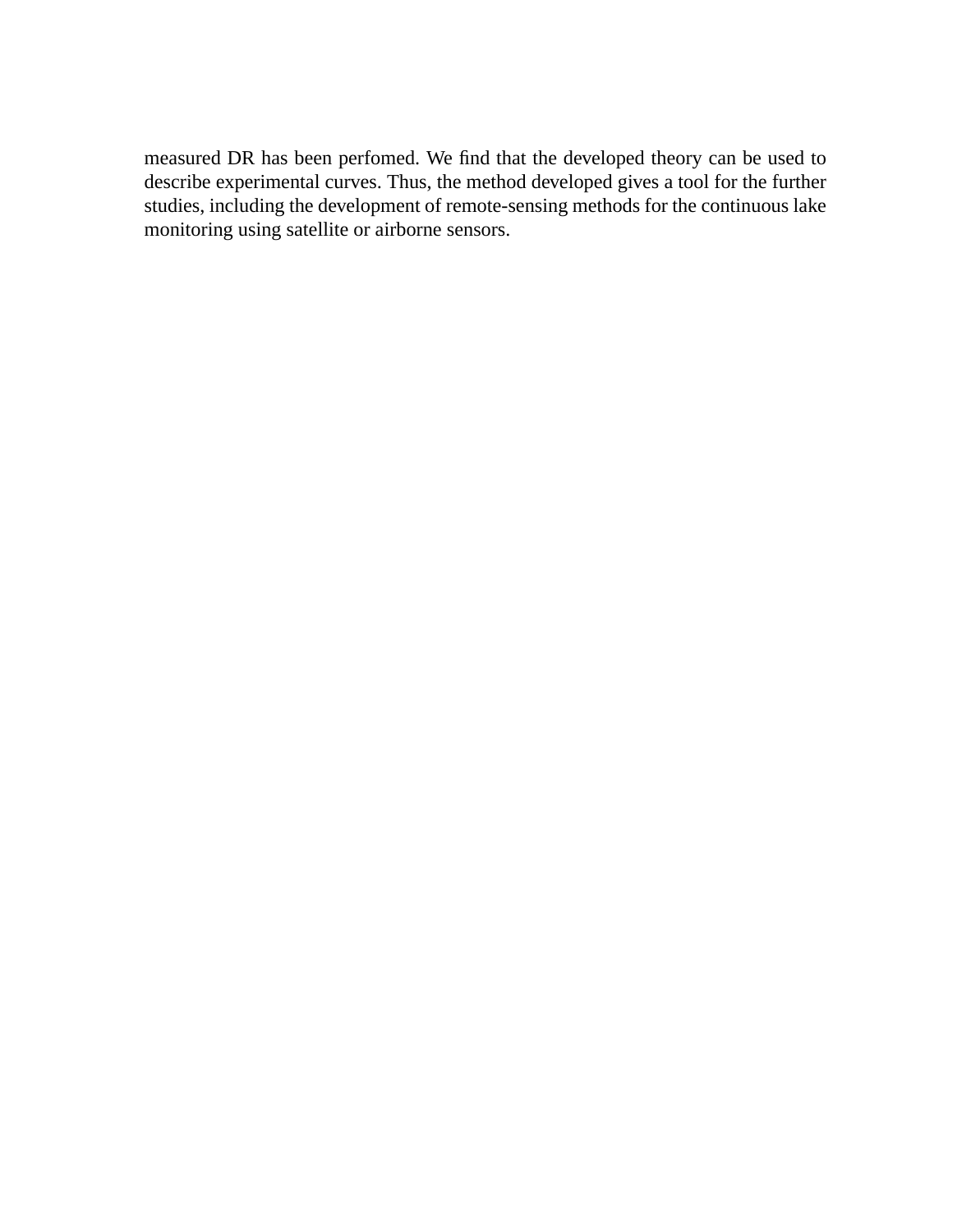measured DR has been perfomed. We find that the developed theory can be used to describe experimental curves. Thus, the method developed gives a tool for the further studies, including the development of remote-sensing methods for the continuous lake monitoring using satellite or airborne sensors.